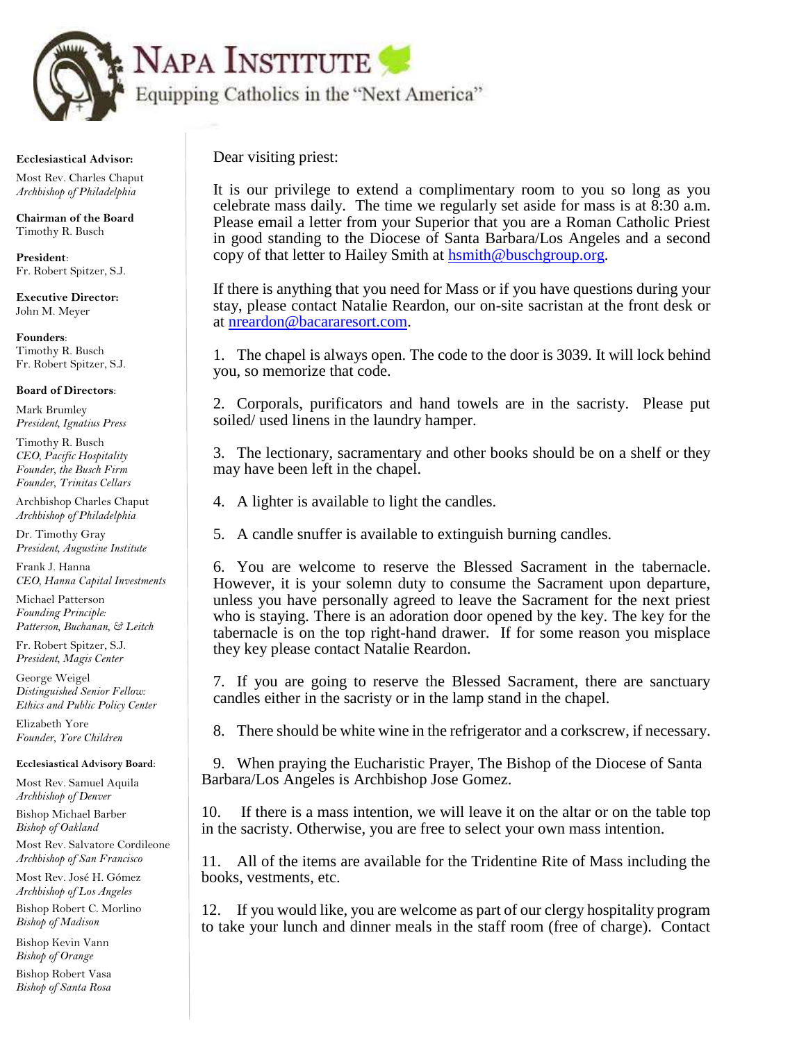# Napa Institute

Equipping Catholics in the "Next America"

**Ecclesiastical Advisor:**
Most Rev. Charles Chaput
*Archbishop of Philadelphia*

**Chairman of the Board**
Timothy R. Busch

**President**:
Fr. Robert Spitzer, S.J.

**Executive Director:**
John M. Meyer

**Founders**:
Timothy R. Busch
Fr. Robert Spitzer, S.J.

**Board of Directors**:

Mark Brumley
*President, Ignatius Press*

Timothy R. Busch
*CEO, Pacific Hospitality*
*Founder, the Busch Firm*
*Founder, Trinitas Cellars*

Archbishop Charles Chaput
*Archbishop of Philadelphia*

Dr. Timothy Gray
*President, Augustine Institute*

Frank J. Hanna
*CEO, Hanna Capital Investments*

Michael Patterson
*Founding Principle:*
*Patterson, Buchanan, & Leitch*

Fr. Robert Spitzer, S.J.
*President, Magis Center*

George Weigel
*Distinguished Senior Fellow:*
*Ethics and Public Policy Center*

Elizabeth Yore
*Founder, Yore Children*

**Ecclesiastical Advisory Board**:

Most Rev. Samuel Aquila
*Archbishop of Denver*

Bishop Michael Barber
*Bishop of Oakland*

Most Rev. Salvatore Cordileone
*Archbishop of San Francisco*

Most Rev. José H. Gómez
*Archbishop of Los Angeles*

Bishop Robert C. Morlino
*Bishop of Madison*

Bishop Kevin Vann
*Bishop of Orange*

Bishop Robert Vasa
*Bishop of Santa Rosa*

---

Dear visiting priest:

It is our privilege to extend a complimentary room to you so long as you celebrate mass daily. The time we regularly set aside for mass is at 8:30 a.m. Please email a letter from your Superior that you are a Roman Catholic Priest in good standing to the Diocese of Santa Barbara/Los Angeles and a second copy of that letter to Hailey Smith at hsmith@buschgroup.org.

If there is anything that you need for Mass or if you have questions during your stay, please contact Natalie Reardon, our on-site sacristan at the front desk or at nreardon@bacararesort.com.

1. The chapel is always open. The code to the door is 3039. It will lock behind you, so memorize that code.

2. Corporals, purificators and hand towels are in the sacristy. Please put soiled/ used linens in the laundry hamper.

3. The lectionary, sacramentary and other books should be on a shelf or they may have been left in the chapel.

4. A lighter is available to light the candles.

5. A candle snuffer is available to extinguish burning candles.

6. You are welcome to reserve the Blessed Sacrament in the tabernacle. However, it is your solemn duty to consume the Sacrament upon departure, unless you have personally agreed to leave the Sacrament for the next priest who is staying. There is an adoration door opened by the key. The key for the tabernacle is on the top right-hand drawer. If for some reason you misplace they key please contact Natalie Reardon.

7. If you are going to reserve the Blessed Sacrament, there are sanctuary candles either in the sacristy or in the lamp stand in the chapel.

8. There should be white wine in the refrigerator and a corkscrew, if necessary.

9. When praying the Eucharistic Prayer, The Bishop of the Diocese of Santa Barbara/Los Angeles is Archbishop Jose Gomez.

10. If there is a mass intention, we will leave it on the altar or on the table top in the sacristy. Otherwise, you are free to select your own mass intention.

11. All of the items are available for the Tridentine Rite of Mass including the books, vestments, etc.

12. If you would like, you are welcome as part of our clergy hospitality program to take your lunch and dinner meals in the staff room (free of charge). Contact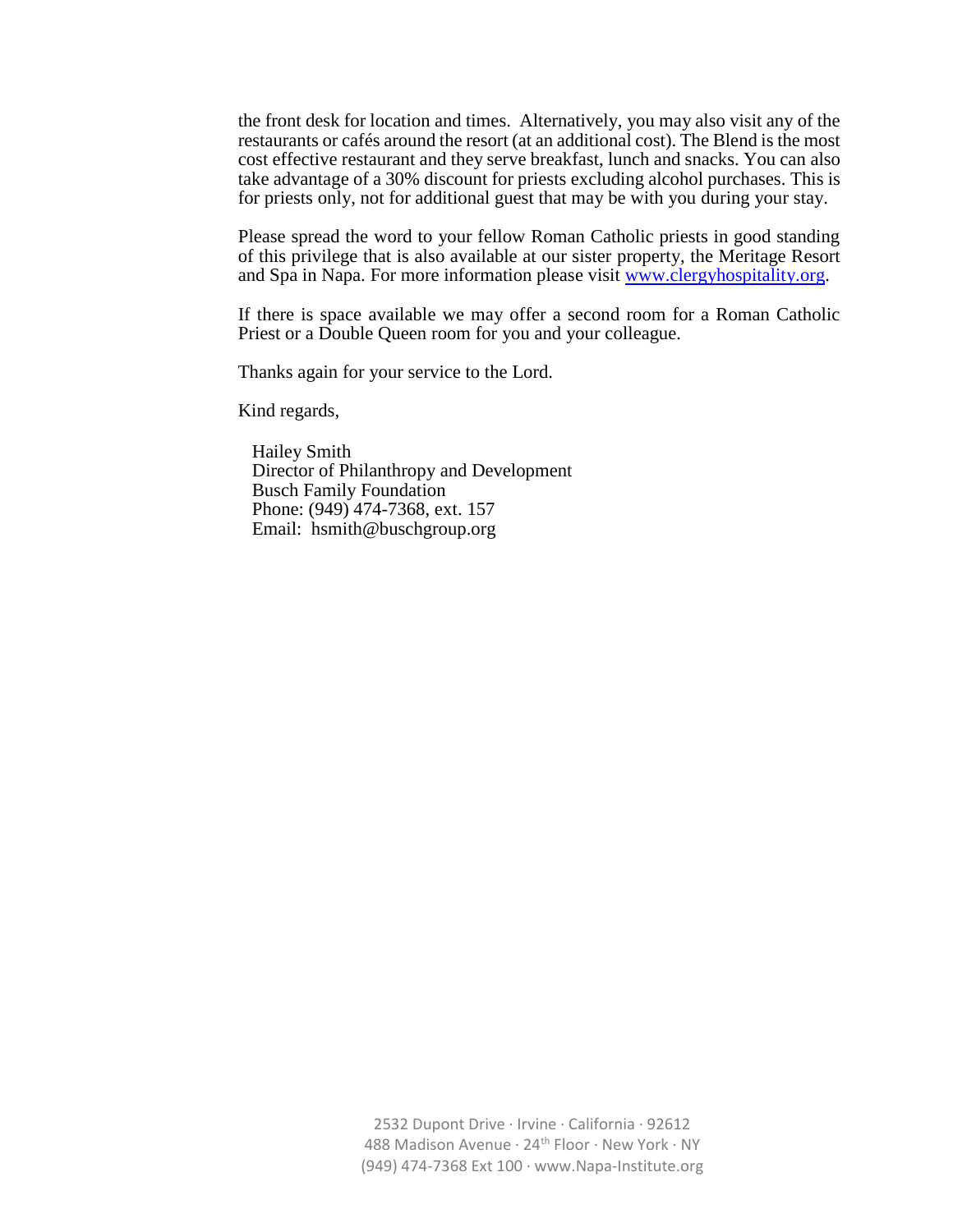the front desk for location and times. Alternatively, you may also visit any of the restaurants or cafés around the resort (at an additional cost). The Blend is the most cost effective restaurant and they serve breakfast, lunch and snacks. You can also take advantage of a 30% discount for priests excluding alcohol purchases. This is for priests only, not for additional guest that may be with you during your stay.

Please spread the word to your fellow Roman Catholic priests in good standing of this privilege that is also available at our sister property, the Meritage Resort and Spa in Napa. For more information please visit [www.clergyhospitality.org](http://www.clergyhospitality.org).

If there is space available we may offer a second room for a Roman Catholic Priest or a Double Queen room for you and your colleague.

Thanks again for your service to the Lord.

Kind regards,

Hailey Smith
Director of Philanthropy and Development
Busch Family Foundation
Phone: (949) 474-7368, ext. 157
Email: hsmith@buschgroup.org

2532 Dupont Drive · Irvine · California · 92612
488 Madison Avenue · 24th Floor · New York · NY
(949) 474-7368 Ext 100 · www.Napa-Institute.org